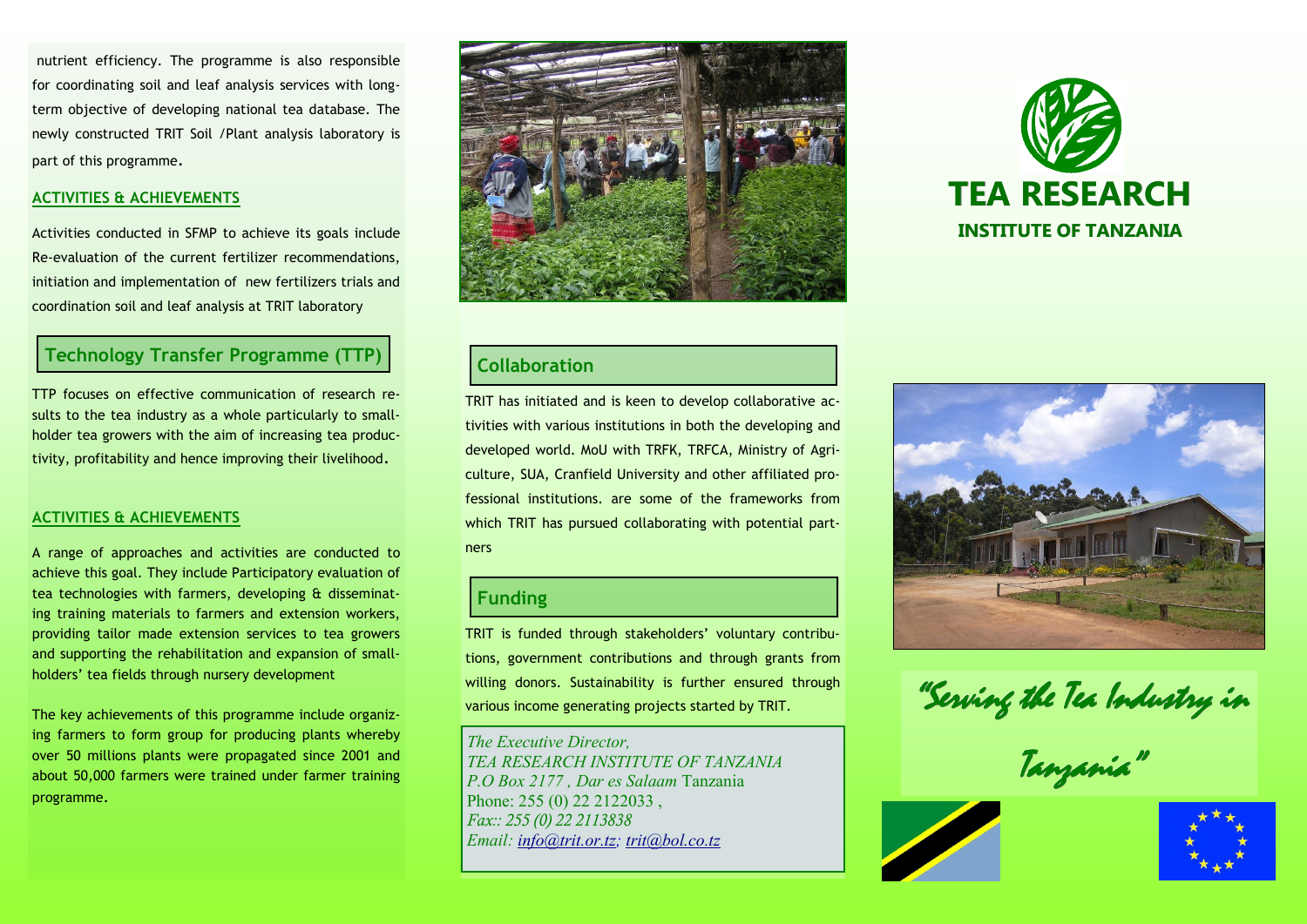nutrient efficiency. The programme is also responsible for coordinating soil and leaf analysis services with long-term objective of developing national tea database. The newly constructed TRIT Soil /Plant analysis laboratory is part of this programme.

### ACTIVITIES & ACHIEVEMENTS

Activities conducted in SFMP to achieve its goals include Re-evaluation of the current fertilizer recommendations, initiation and implementation of new fertilizers trials and coordination soil and leaf analysis at TRIT laboratory

## Technology Transfer Programme (TTP)

TTP focuses on effective communication of research results to the tea industry as a whole particularly to smallholder tea growers with the aim of increasing tea productivity, profitability and hence improving their livelihood.

### ACTIVITIES & ACHIEVEMENTS

A range of approaches and activities are conducted to achieve this goal. They include Participatory evaluation of tea technologies with farmers, developing & disseminating training materials to farmers and extension workers, providing tailor made extension services to tea growers and supporting the rehabilitation and expansion of smallholders' tea fields through nursery development

The key achievements of this programme include organizing farmers to form group for producing plants whereby over 50 millions plants were propagated since 2001 and about 50,000 farmers were trained under farmer training programme.

## Collaboration

TRIT has initiated and is keen to develop collaborative activities with various institutions in both the developing and developed world. MoU with TRFK, TRFCA, Ministry of Agriculture, SUA, Cranfield University and other affiliated professional institutions. are some of the frameworks from which TRIT has pursued collaborating with potential partners

## Funding

TRIT is funded through stakeholders' voluntary contributions, government contributions and through grants from willing donors. Sustainability is further ensured through various income generating projects started by TRIT.

*The Executive Director,*
*TEA RESEARCH INSTITUTE OF TANZANIA*
*P.O Box 2177 , Dar es Salaam* Tanzania
Phone: 255 (0) 22 2122033 ,
*Fax:: 255 (0) 22 2113838*
*Email: info@trit.or.tz; trit@bol.co.tz*

# TEA RESEARCH
## INSTITUTE OF TANZANIA

*"Serving the Tea Industry in Tanzania"*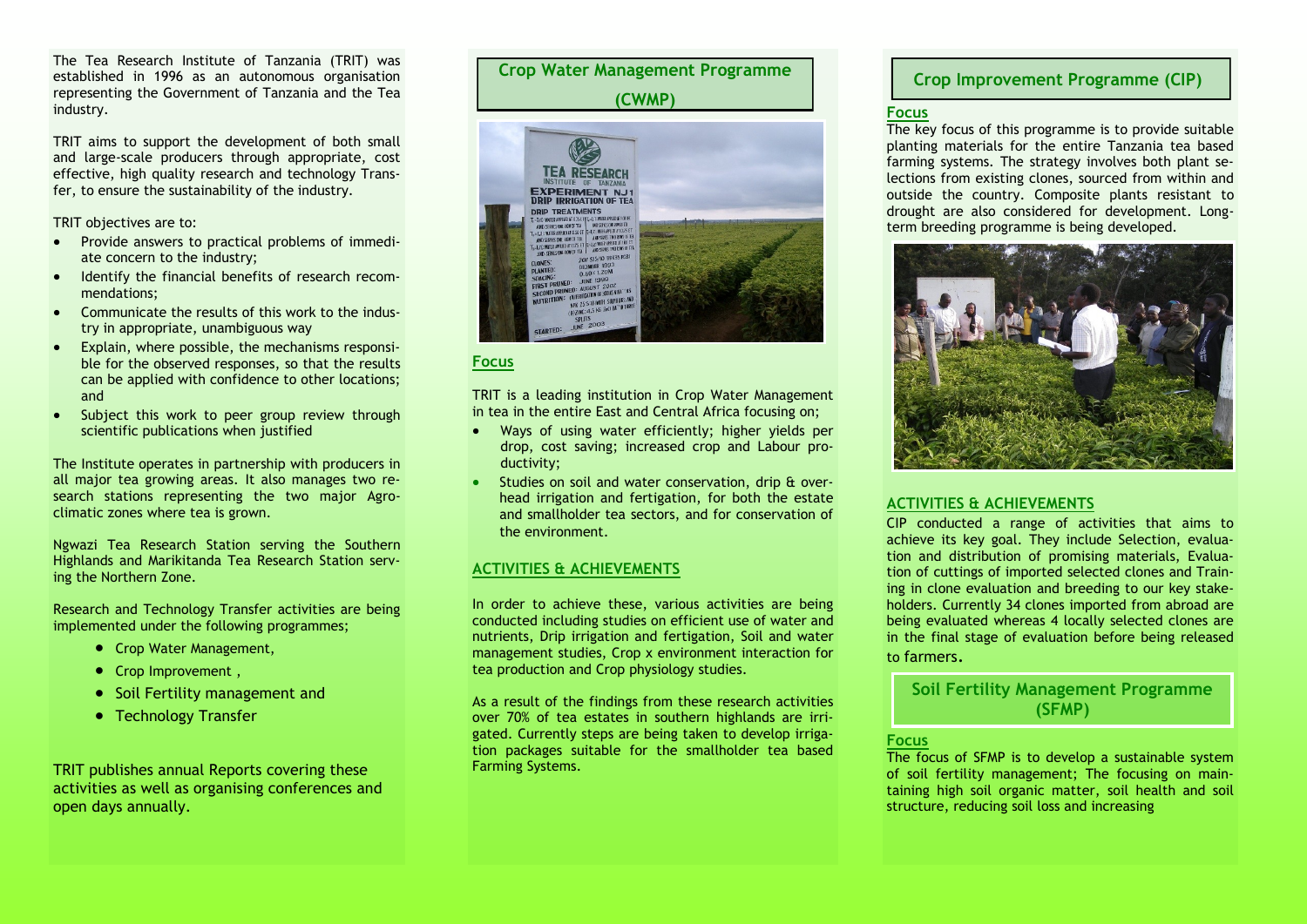The Tea Research Institute of Tanzania (TRIT) was established in 1996 as an autonomous organisation representing the Government of Tanzania and the Tea industry.

TRIT aims to support the development of both small and large-scale producers through appropriate, cost effective, high quality research and technology Transfer, to ensure the sustainability of the industry.

TRIT objectives are to:

- Provide answers to practical problems of immediate concern to the industry;
- Identify the financial benefits of research recommendations;
- Communicate the results of this work to the industry in appropriate, unambiguous way
- Explain, where possible, the mechanisms responsible for the observed responses, so that the results can be applied with confidence to other locations; and
- Subject this work to peer group review through scientific publications when justified

The Institute operates in partnership with producers in all major tea growing areas. It also manages two research stations representing the two major Agro-climatic zones where tea is grown.

Ngwazi Tea Research Station serving the Southern Highlands and Marikitanda Tea Research Station serving the Northern Zone.

Research and Technology Transfer activities are being implemented under the following programmes;

- Crop Water Management,
- Crop Improvement ,
- Soil Fertility management and
- Technology Transfer

TRIT publishes annual Reports covering these activities as well as organising conferences and open days annually.

## Crop Water Management Programme (CWMP)

### Focus

TRIT is a leading institution in Crop Water Management in tea in the entire East and Central Africa focusing on;

- Ways of using water efficiently; higher yields per drop, cost saving; increased crop and Labour productivity;
- Studies on soil and water conservation, drip & overhead irrigation and fertigation, for both the estate and smallholder tea sectors, and for conservation of the environment.

### ACTIVITIES & ACHIEVEMENTS

In order to achieve these, various activities are being conducted including studies on efficient use of water and nutrients, Drip irrigation and fertigation, Soil and water management studies, Crop x environment interaction for tea production and Crop physiology studies.

As a result of the findings from these research activities over 70% of tea estates in southern highlands are irrigated. Currently steps are being taken to develop irrigation packages suitable for the smallholder tea based Farming Systems.

## Crop Improvement Programme (CIP)

### Focus

The key focus of this programme is to provide suitable planting materials for the entire Tanzania tea based farming systems. The strategy involves both plant selections from existing clones, sourced from within and outside the country. Composite plants resistant to drought are also considered for development. Long-term breeding programme is being developed.

### ACTIVITIES & ACHIEVEMENTS

CIP conducted a range of activities that aims to achieve its key goal. They include Selection, evaluation and distribution of promising materials, Evaluation of cuttings of imported selected clones and Training in clone evaluation and breeding to our key stakeholders. Currently 34 clones imported from abroad are being evaluated whereas 4 locally selected clones are in the final stage of evaluation before being released to farmers.

## Soil Fertility Management Programme (SFMP)

### Focus

The focus of SFMP is to develop a sustainable system of soil fertility management; The focusing on maintaining high soil organic matter, soil health and soil structure, reducing soil loss and increasing